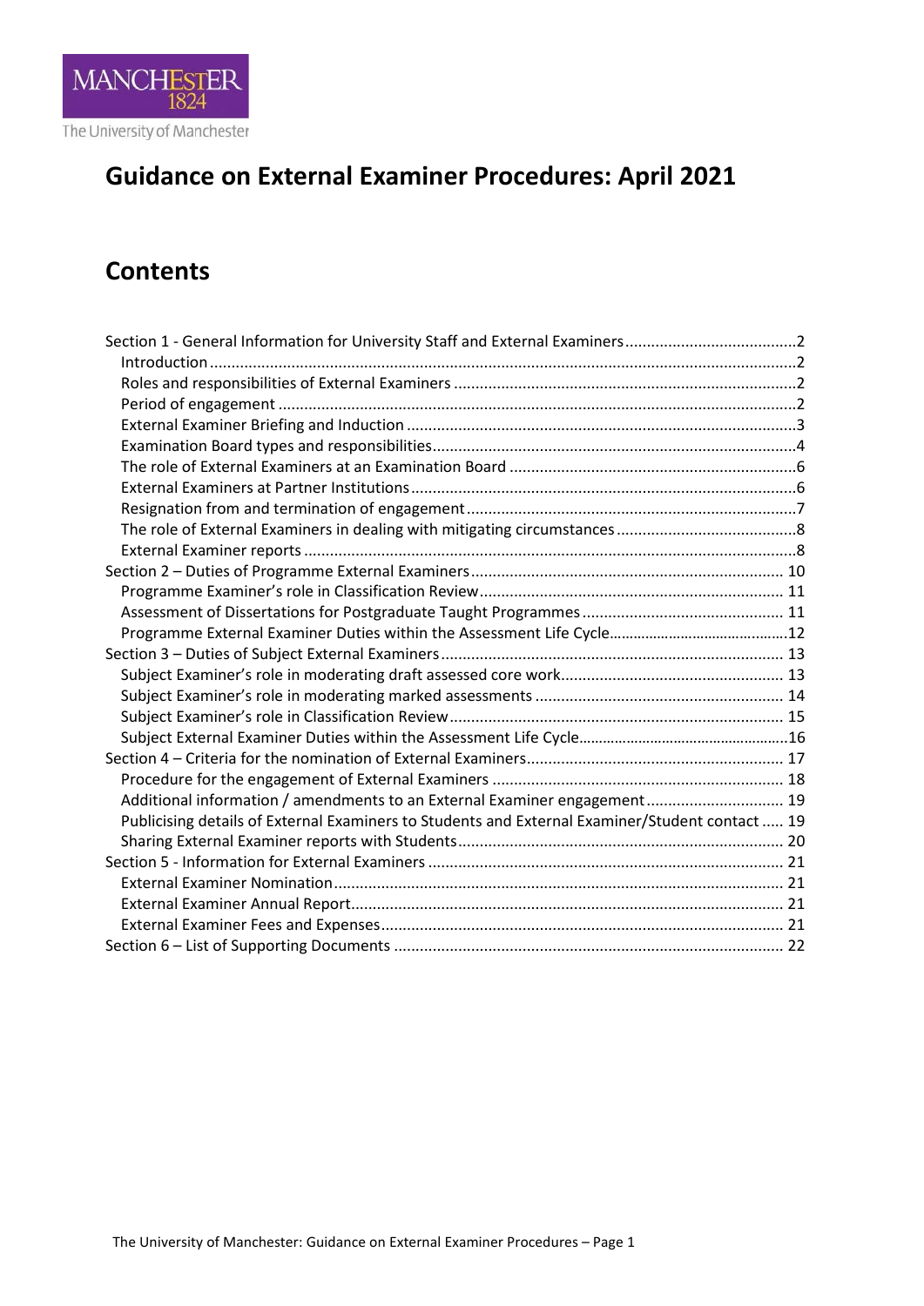MANCHESTER 1824

The University of Manchester

# Guidance on External Examiner Procedures: April 2021

## Contents

- Section 1 - General Information for University Staff and External Examiners ........ 2
  - Introduction ........ 2
  - Roles and responsibilities of External Examiners ........ 2
  - Period of engagement ........ 2
  - External Examiner Briefing and Induction ........ 3
  - Examination Board types and responsibilities ........ 4
  - The role of External Examiners at an Examination Board ........ 6
  - External Examiners at Partner Institutions ........ 6
  - Resignation from and termination of engagement ........ 7
  - The role of External Examiners in dealing with mitigating circumstances ........ 8
  - External Examiner reports ........ 8
- Section 2 – Duties of Programme External Examiners ........ 10
  - Programme Examiner's role in Classification Review ........ 11
  - Assessment of Dissertations for Postgraduate Taught Programmes ........ 11
  - Programme External Examiner Duties within the Assessment Life Cycle ........ 12
- Section 3 – Duties of Subject External Examiners ........ 13
  - Subject Examiner's role in moderating draft assessed core work ........ 13
  - Subject Examiner's role in moderating marked assessments ........ 14
  - Subject Examiner's role in Classification Review ........ 15
  - Subject External Examiner Duties within the Assessment Life Cycle ........ 16
- Section 4 – Criteria for the nomination of External Examiners ........ 17
  - Procedure for the engagement of External Examiners ........ 18
  - Additional information / amendments to an External Examiner engagement ........ 19
  - Publicising details of External Examiners to Students and External Examiner/Student contact ........ 19
  - Sharing External Examiner reports with Students ........ 20
- Section 5 - Information for External Examiners ........ 21
  - External Examiner Nomination ........ 21
  - External Examiner Annual Report ........ 21
  - External Examiner Fees and Expenses ........ 21
- Section 6 – List of Supporting Documents ........ 22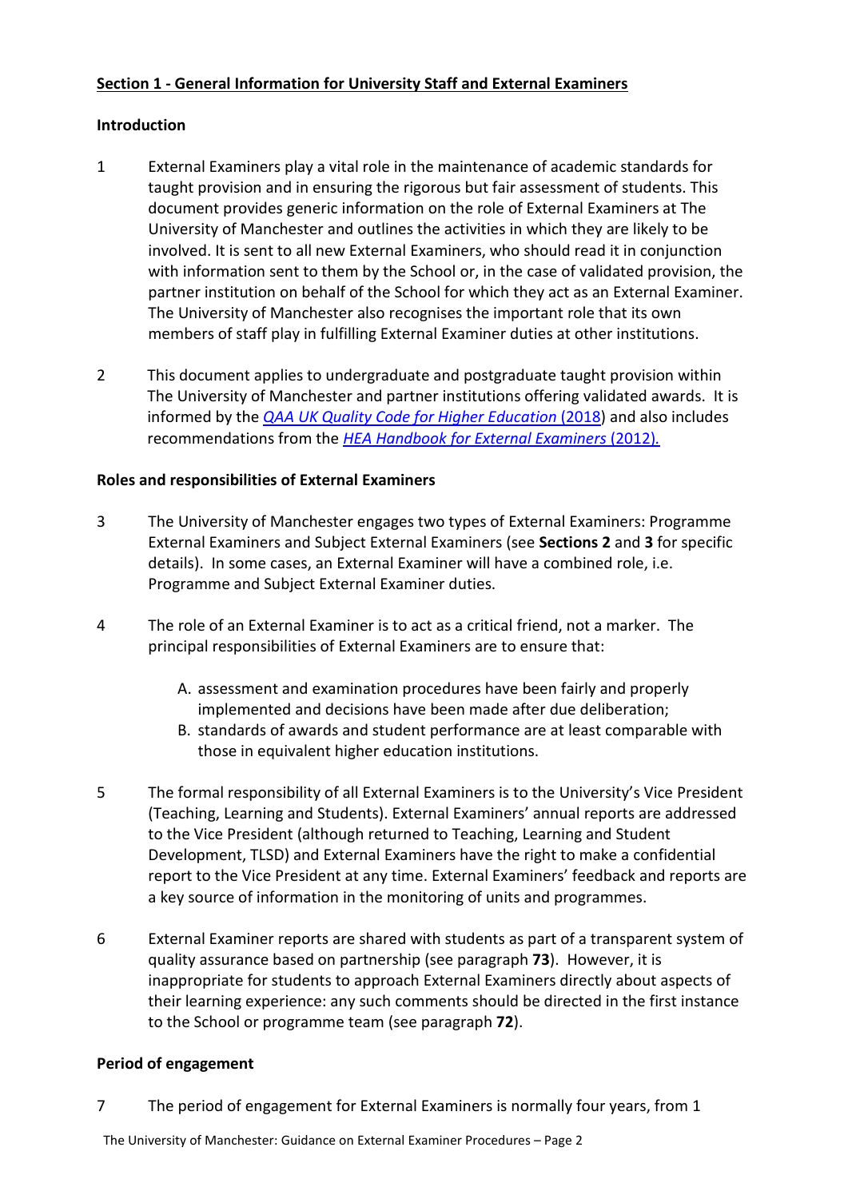## Section 1 - General Information for University Staff and External Examiners

### Introduction

1 External Examiners play a vital role in the maintenance of academic standards for taught provision and in ensuring the rigorous but fair assessment of students. This document provides generic information on the role of External Examiners at The University of Manchester and outlines the activities in which they are likely to be involved. It is sent to all new External Examiners, who should read it in conjunction with information sent to them by the School or, in the case of validated provision, the partner institution on behalf of the School for which they act as an External Examiner. The University of Manchester also recognises the important role that its own members of staff play in fulfilling External Examiner duties at other institutions.

2 This document applies to undergraduate and postgraduate taught provision within The University of Manchester and partner institutions offering validated awards. It is informed by the *QAA UK Quality Code for Higher Education* (2018) and also includes recommendations from the *HEA Handbook for External Examiners* (2012).

### Roles and responsibilities of External Examiners

3 The University of Manchester engages two types of External Examiners: Programme External Examiners and Subject External Examiners (see **Sections 2** and **3** for specific details). In some cases, an External Examiner will have a combined role, i.e. Programme and Subject External Examiner duties.

4 The role of an External Examiner is to act as a critical friend, not a marker. The principal responsibilities of External Examiners are to ensure that:

A. assessment and examination procedures have been fairly and properly implemented and decisions have been made after due deliberation;
B. standards of awards and student performance are at least comparable with those in equivalent higher education institutions.

5 The formal responsibility of all External Examiners is to the University's Vice President (Teaching, Learning and Students). External Examiners' annual reports are addressed to the Vice President (although returned to Teaching, Learning and Student Development, TLSD) and External Examiners have the right to make a confidential report to the Vice President at any time. External Examiners' feedback and reports are a key source of information in the monitoring of units and programmes.

6 External Examiner reports are shared with students as part of a transparent system of quality assurance based on partnership (see paragraph **73**). However, it is inappropriate for students to approach External Examiners directly about aspects of their learning experience: any such comments should be directed in the first instance to the School or programme team (see paragraph **72**).

### Period of engagement

7 The period of engagement for External Examiners is normally four years, from 1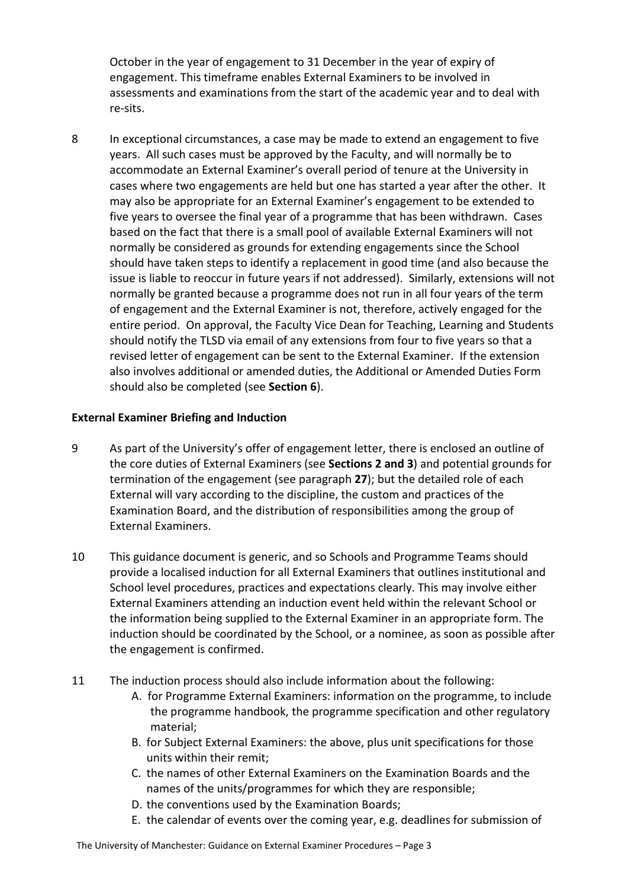October in the year of engagement to 31 December in the year of expiry of engagement. This timeframe enables External Examiners to be involved in assessments and examinations from the start of the academic year and to deal with re-sits.

8 In exceptional circumstances, a case may be made to extend an engagement to five years. All such cases must be approved by the Faculty, and will normally be to accommodate an External Examiner's overall period of tenure at the University in cases where two engagements are held but one has started a year after the other. It may also be appropriate for an External Examiner's engagement to be extended to five years to oversee the final year of a programme that has been withdrawn. Cases based on the fact that there is a small pool of available External Examiners will not normally be considered as grounds for extending engagements since the School should have taken steps to identify a replacement in good time (and also because the issue is liable to reoccur in future years if not addressed). Similarly, extensions will not normally be granted because a programme does not run in all four years of the term of engagement and the External Examiner is not, therefore, actively engaged for the entire period. On approval, the Faculty Vice Dean for Teaching, Learning and Students should notify the TLSD via email of any extensions from four to five years so that a revised letter of engagement can be sent to the External Examiner. If the extension also involves additional or amended duties, the Additional or Amended Duties Form should also be completed (see **Section 6**).

**External Examiner Briefing and Induction**

9 As part of the University's offer of engagement letter, there is enclosed an outline of the core duties of External Examiners (see **Sections 2 and 3**) and potential grounds for termination of the engagement (see paragraph **27**); but the detailed role of each External will vary according to the discipline, the custom and practices of the Examination Board, and the distribution of responsibilities among the group of External Examiners.

10 This guidance document is generic, and so Schools and Programme Teams should provide a localised induction for all External Examiners that outlines institutional and School level procedures, practices and expectations clearly. This may involve either External Examiners attending an induction event held within the relevant School or the information being supplied to the External Examiner in an appropriate form. The induction should be coordinated by the School, or a nominee, as soon as possible after the engagement is confirmed.

11 The induction process should also include information about the following:

A. for Programme External Examiners: information on the programme, to include the programme handbook, the programme specification and other regulatory material;
B. for Subject External Examiners: the above, plus unit specifications for those units within their remit;
C. the names of other External Examiners on the Examination Boards and the names of the units/programmes for which they are responsible;
D. the conventions used by the Examination Boards;
E. the calendar of events over the coming year, e.g. deadlines for submission of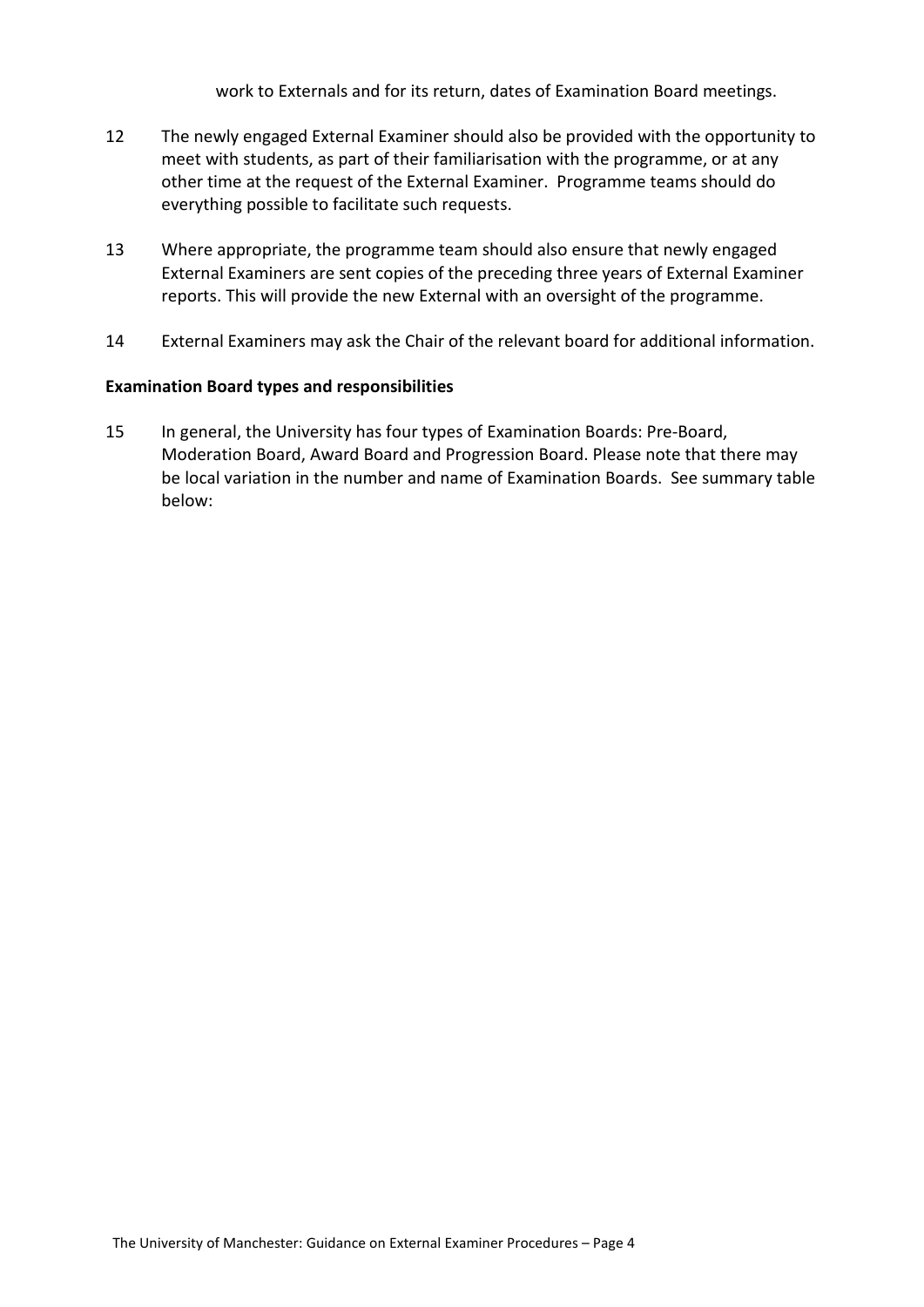work to Externals and for its return, dates of Examination Board meetings.

12 The newly engaged External Examiner should also be provided with the opportunity to meet with students, as part of their familiarisation with the programme, or at any other time at the request of the External Examiner. Programme teams should do everything possible to facilitate such requests.

13 Where appropriate, the programme team should also ensure that newly engaged External Examiners are sent copies of the preceding three years of External Examiner reports. This will provide the new External with an oversight of the programme.

14 External Examiners may ask the Chair of the relevant board for additional information.

**Examination Board types and responsibilities**

15 In general, the University has four types of Examination Boards: Pre-Board, Moderation Board, Award Board and Progression Board. Please note that there may be local variation in the number and name of Examination Boards. See summary table below: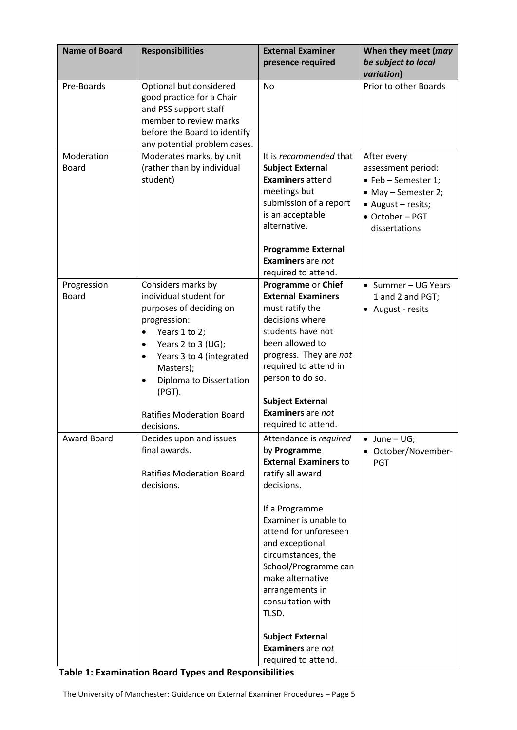| Name of Board | Responsibilities | External Examiner presence required | When they meet (*may be subject to local variation*) |
|---|---|---|---|
| Pre-Boards | Optional but considered good practice for a Chair and PSS support staff member to review marks before the Board to identify any potential problem cases. | No | Prior to other Boards |
| Moderation Board | Moderates marks, by unit (rather than by individual student) | It is *recommended* that **Subject External Examiners** attend meetings but submission of a report is an acceptable alternative.<br><br>**Programme External Examiners** are *not* required to attend. | After every assessment period:<br>• Feb – Semester 1;<br>• May – Semester 2;<br>• August – resits;<br>• October – PGT dissertations |
| Progression Board | Considers marks by individual student for purposes of deciding on progression:<br>• Years 1 to 2;<br>• Years 2 to 3 (UG);<br>• Years 3 to 4 (integrated Masters);<br>• Diploma to Dissertation (PGT).<br><br>Ratifies Moderation Board decisions. | **Programme** or **Chief External Examiners** must ratify the decisions where students have not been allowed to progress. They are *not* required to attend in person to do so.<br><br>**Subject External Examiners** are *not* required to attend. | • Summer – UG Years 1 and 2 and PGT;<br>• August - resits |
| Award Board | Decides upon and issues final awards.<br><br>Ratifies Moderation Board decisions. | Attendance is *required* by **Programme External Examiners** to ratify all award decisions.<br><br>If a Programme Examiner is unable to attend for unforeseen and exceptional circumstances, the School/Programme can make alternative arrangements in consultation with TLSD.<br><br>**Subject External Examiners** are *not* required to attend. | • June – UG;<br>• October/November-PGT |

**Table 1: Examination Board Types and Responsibilities**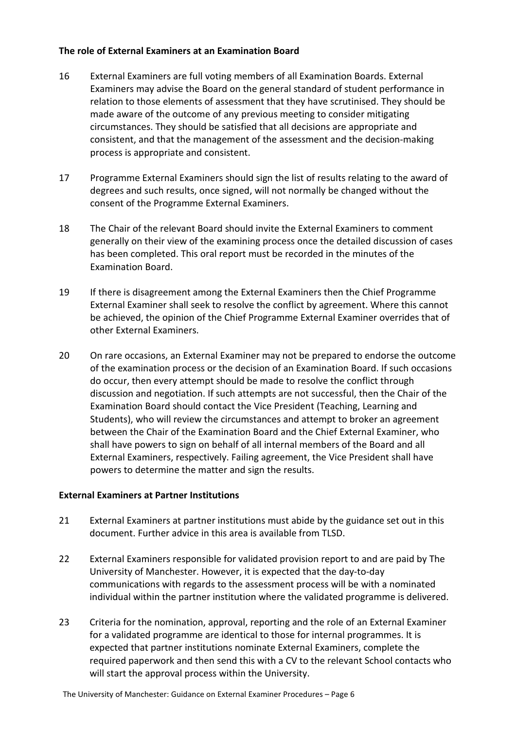**The role of External Examiners at an Examination Board**

16 External Examiners are full voting members of all Examination Boards. External Examiners may advise the Board on the general standard of student performance in relation to those elements of assessment that they have scrutinised. They should be made aware of the outcome of any previous meeting to consider mitigating circumstances. They should be satisfied that all decisions are appropriate and consistent, and that the management of the assessment and the decision-making process is appropriate and consistent.

17 Programme External Examiners should sign the list of results relating to the award of degrees and such results, once signed, will not normally be changed without the consent of the Programme External Examiners.

18 The Chair of the relevant Board should invite the External Examiners to comment generally on their view of the examining process once the detailed discussion of cases has been completed. This oral report must be recorded in the minutes of the Examination Board.

19 If there is disagreement among the External Examiners then the Chief Programme External Examiner shall seek to resolve the conflict by agreement. Where this cannot be achieved, the opinion of the Chief Programme External Examiner overrides that of other External Examiners.

20 On rare occasions, an External Examiner may not be prepared to endorse the outcome of the examination process or the decision of an Examination Board. If such occasions do occur, then every attempt should be made to resolve the conflict through discussion and negotiation. If such attempts are not successful, then the Chair of the Examination Board should contact the Vice President (Teaching, Learning and Students), who will review the circumstances and attempt to broker an agreement between the Chair of the Examination Board and the Chief External Examiner, who shall have powers to sign on behalf of all internal members of the Board and all External Examiners, respectively. Failing agreement, the Vice President shall have powers to determine the matter and sign the results.

**External Examiners at Partner Institutions**

21 External Examiners at partner institutions must abide by the guidance set out in this document. Further advice in this area is available from TLSD.

22 External Examiners responsible for validated provision report to and are paid by The University of Manchester. However, it is expected that the day-to-day communications with regards to the assessment process will be with a nominated individual within the partner institution where the validated programme is delivered.

23 Criteria for the nomination, approval, reporting and the role of an External Examiner for a validated programme are identical to those for internal programmes. It is expected that partner institutions nominate External Examiners, complete the required paperwork and then send this with a CV to the relevant School contacts who will start the approval process within the University.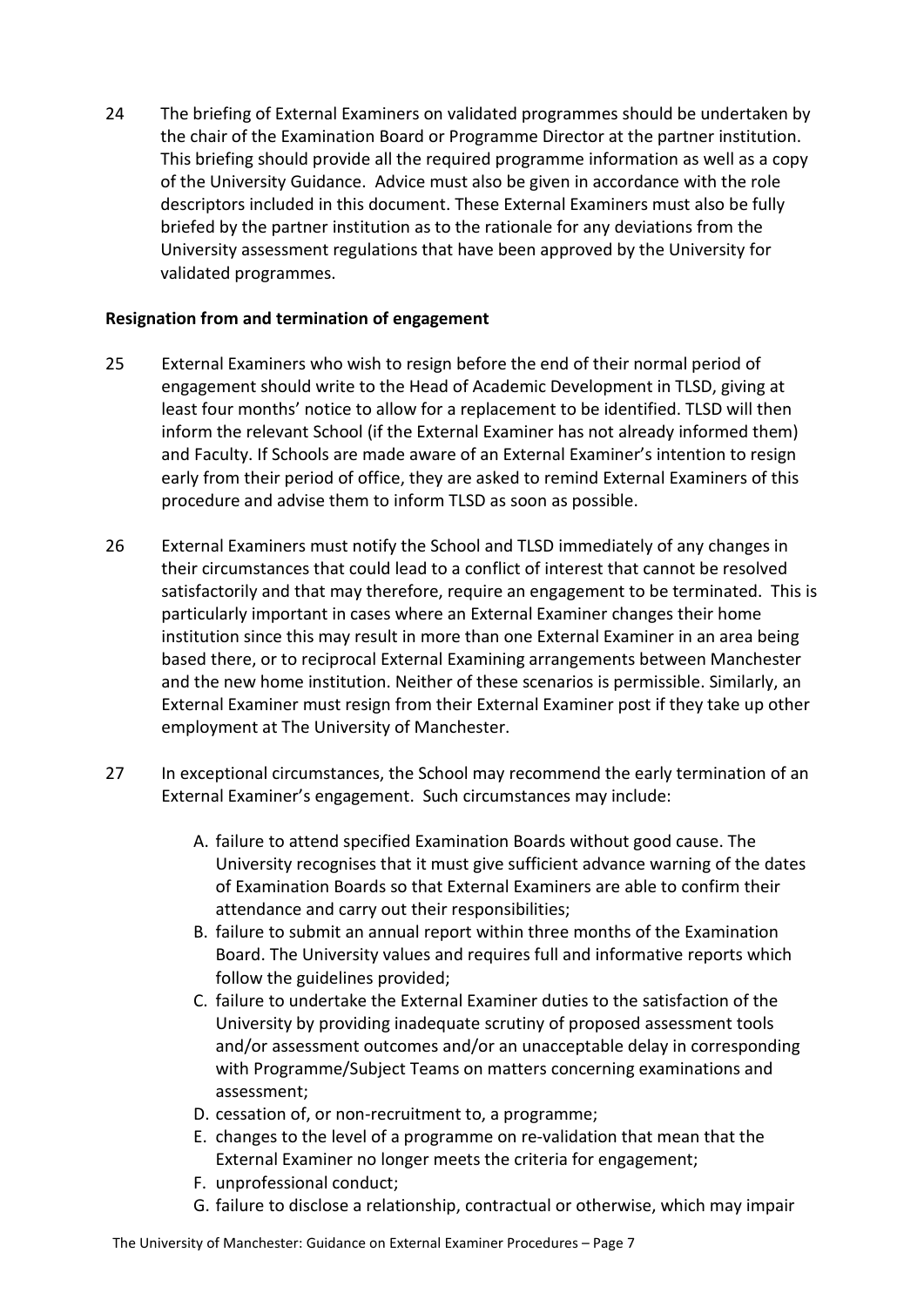24 The briefing of External Examiners on validated programmes should be undertaken by the chair of the Examination Board or Programme Director at the partner institution. This briefing should provide all the required programme information as well as a copy of the University Guidance. Advice must also be given in accordance with the role descriptors included in this document. These External Examiners must also be fully briefed by the partner institution as to the rationale for any deviations from the University assessment regulations that have been approved by the University for validated programmes.

**Resignation from and termination of engagement**

25 External Examiners who wish to resign before the end of their normal period of engagement should write to the Head of Academic Development in TLSD, giving at least four months' notice to allow for a replacement to be identified. TLSD will then inform the relevant School (if the External Examiner has not already informed them) and Faculty. If Schools are made aware of an External Examiner's intention to resign early from their period of office, they are asked to remind External Examiners of this procedure and advise them to inform TLSD as soon as possible.

26 External Examiners must notify the School and TLSD immediately of any changes in their circumstances that could lead to a conflict of interest that cannot be resolved satisfactorily and that may therefore, require an engagement to be terminated. This is particularly important in cases where an External Examiner changes their home institution since this may result in more than one External Examiner in an area being based there, or to reciprocal External Examining arrangements between Manchester and the new home institution. Neither of these scenarios is permissible. Similarly, an External Examiner must resign from their External Examiner post if they take up other employment at The University of Manchester.

27 In exceptional circumstances, the School may recommend the early termination of an External Examiner's engagement. Such circumstances may include:

A. failure to attend specified Examination Boards without good cause. The University recognises that it must give sufficient advance warning of the dates of Examination Boards so that External Examiners are able to confirm their attendance and carry out their responsibilities;
B. failure to submit an annual report within three months of the Examination Board. The University values and requires full and informative reports which follow the guidelines provided;
C. failure to undertake the External Examiner duties to the satisfaction of the University by providing inadequate scrutiny of proposed assessment tools and/or assessment outcomes and/or an unacceptable delay in corresponding with Programme/Subject Teams on matters concerning examinations and assessment;
D. cessation of, or non-recruitment to, a programme;
E. changes to the level of a programme on re-validation that mean that the External Examiner no longer meets the criteria for engagement;
F. unprofessional conduct;
G. failure to disclose a relationship, contractual or otherwise, which may impair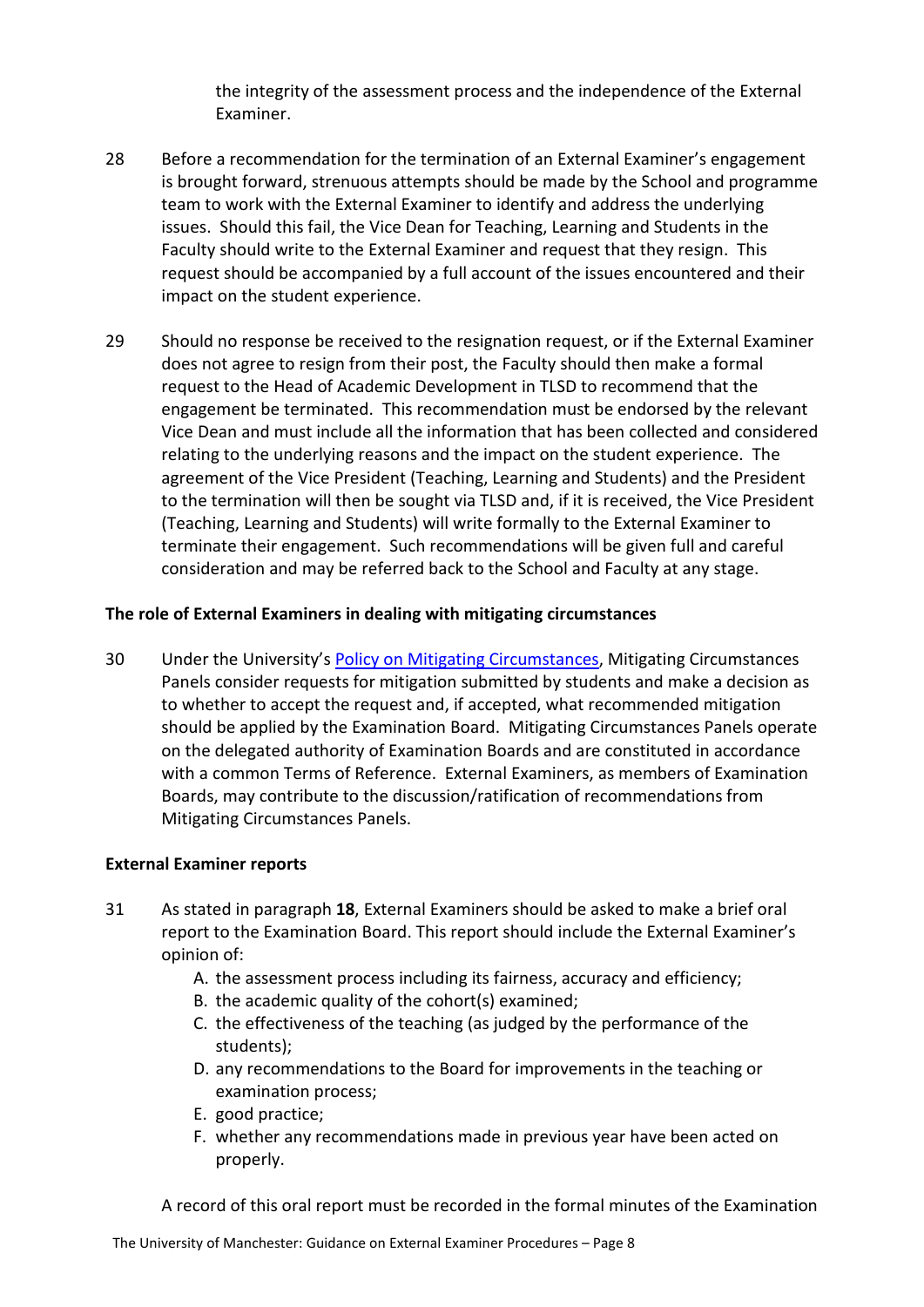the integrity of the assessment process and the independence of the External Examiner.

28 Before a recommendation for the termination of an External Examiner's engagement is brought forward, strenuous attempts should be made by the School and programme team to work with the External Examiner to identify and address the underlying issues. Should this fail, the Vice Dean for Teaching, Learning and Students in the Faculty should write to the External Examiner and request that they resign. This request should be accompanied by a full account of the issues encountered and their impact on the student experience.

29 Should no response be received to the resignation request, or if the External Examiner does not agree to resign from their post, the Faculty should then make a formal request to the Head of Academic Development in TLSD to recommend that the engagement be terminated. This recommendation must be endorsed by the relevant Vice Dean and must include all the information that has been collected and considered relating to the underlying reasons and the impact on the student experience. The agreement of the Vice President (Teaching, Learning and Students) and the President to the termination will then be sought via TLSD and, if it is received, the Vice President (Teaching, Learning and Students) will write formally to the External Examiner to terminate their engagement. Such recommendations will be given full and careful consideration and may be referred back to the School and Faculty at any stage.

**The role of External Examiners in dealing with mitigating circumstances**

30 Under the University's Policy on Mitigating Circumstances, Mitigating Circumstances Panels consider requests for mitigation submitted by students and make a decision as to whether to accept the request and, if accepted, what recommended mitigation should be applied by the Examination Board. Mitigating Circumstances Panels operate on the delegated authority of Examination Boards and are constituted in accordance with a common Terms of Reference. External Examiners, as members of Examination Boards, may contribute to the discussion/ratification of recommendations from Mitigating Circumstances Panels.

**External Examiner reports**

31 As stated in paragraph **18**, External Examiners should be asked to make a brief oral report to the Examination Board. This report should include the External Examiner's opinion of:

A. the assessment process including its fairness, accuracy and efficiency;
B. the academic quality of the cohort(s) examined;
C. the effectiveness of the teaching (as judged by the performance of the students);
D. any recommendations to the Board for improvements in the teaching or examination process;
E. good practice;
F. whether any recommendations made in previous year have been acted on properly.

A record of this oral report must be recorded in the formal minutes of the Examination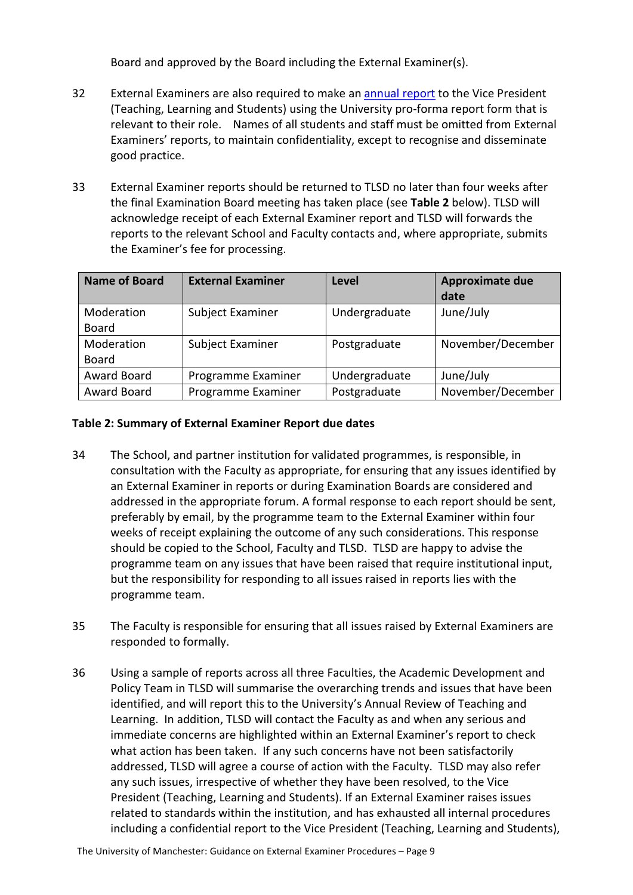Board and approved by the Board including the External Examiner(s).

32 External Examiners are also required to make an annual report to the Vice President (Teaching, Learning and Students) using the University pro-forma report form that is relevant to their role. Names of all students and staff must be omitted from External Examiners' reports, to maintain confidentiality, except to recognise and disseminate good practice.

33 External Examiner reports should be returned to TLSD no later than four weeks after the final Examination Board meeting has taken place (see **Table 2** below). TLSD will acknowledge receipt of each External Examiner report and TLSD will forwards the reports to the relevant School and Faculty contacts and, where appropriate, submits the Examiner's fee for processing.

| Name of Board | External Examiner | Level | Approximate due date |
|---|---|---|---|
| Moderation Board | Subject Examiner | Undergraduate | June/July |
| Moderation Board | Subject Examiner | Postgraduate | November/December |
| Award Board | Programme Examiner | Undergraduate | June/July |
| Award Board | Programme Examiner | Postgraduate | November/December |

**Table 2: Summary of External Examiner Report due dates**

34 The School, and partner institution for validated programmes, is responsible, in consultation with the Faculty as appropriate, for ensuring that any issues identified by an External Examiner in reports or during Examination Boards are considered and addressed in the appropriate forum. A formal response to each report should be sent, preferably by email, by the programme team to the External Examiner within four weeks of receipt explaining the outcome of any such considerations. This response should be copied to the School, Faculty and TLSD. TLSD are happy to advise the programme team on any issues that have been raised that require institutional input, but the responsibility for responding to all issues raised in reports lies with the programme team.

35 The Faculty is responsible for ensuring that all issues raised by External Examiners are responded to formally.

36 Using a sample of reports across all three Faculties, the Academic Development and Policy Team in TLSD will summarise the overarching trends and issues that have been identified, and will report this to the University's Annual Review of Teaching and Learning. In addition, TLSD will contact the Faculty as and when any serious and immediate concerns are highlighted within an External Examiner's report to check what action has been taken. If any such concerns have not been satisfactorily addressed, TLSD will agree a course of action with the Faculty. TLSD may also refer any such issues, irrespective of whether they have been resolved, to the Vice President (Teaching, Learning and Students). If an External Examiner raises issues related to standards within the institution, and has exhausted all internal procedures including a confidential report to the Vice President (Teaching, Learning and Students),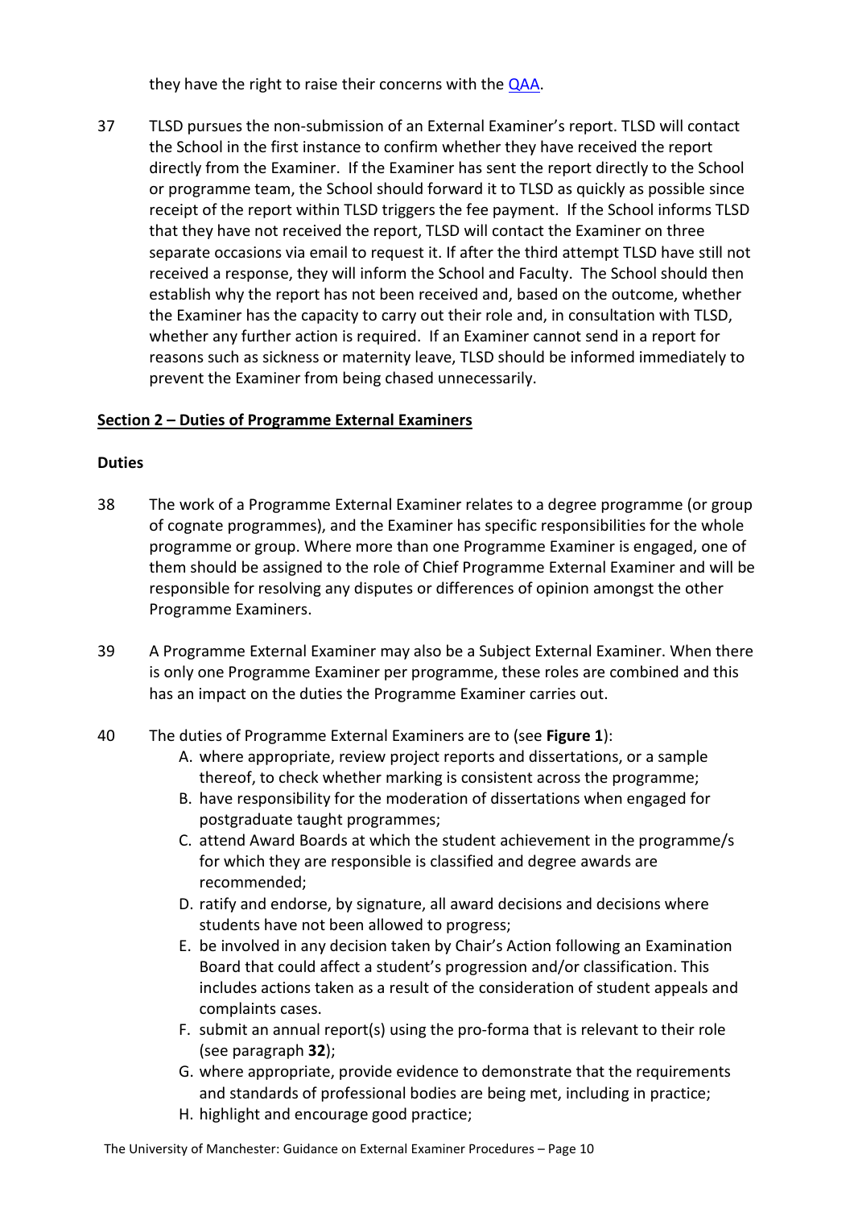they have the right to raise their concerns with the [QAA](QAA).

37 TLSD pursues the non-submission of an External Examiner's report. TLSD will contact the School in the first instance to confirm whether they have received the report directly from the Examiner. If the Examiner has sent the report directly to the School or programme team, the School should forward it to TLSD as quickly as possible since receipt of the report within TLSD triggers the fee payment. If the School informs TLSD that they have not received the report, TLSD will contact the Examiner on three separate occasions via email to request it. If after the third attempt TLSD have still not received a response, they will inform the School and Faculty. The School should then establish why the report has not been received and, based on the outcome, whether the Examiner has the capacity to carry out their role and, in consultation with TLSD, whether any further action is required. If an Examiner cannot send in a report for reasons such as sickness or maternity leave, TLSD should be informed immediately to prevent the Examiner from being chased unnecessarily.

## Section 2 – Duties of Programme External Examiners

### Duties

38 The work of a Programme External Examiner relates to a degree programme (or group of cognate programmes), and the Examiner has specific responsibilities for the whole programme or group. Where more than one Programme Examiner is engaged, one of them should be assigned to the role of Chief Programme External Examiner and will be responsible for resolving any disputes or differences of opinion amongst the other Programme Examiners.

39 A Programme External Examiner may also be a Subject External Examiner. When there is only one Programme Examiner per programme, these roles are combined and this has an impact on the duties the Programme Examiner carries out.

40 The duties of Programme External Examiners are to (see **Figure 1**):

A. where appropriate, review project reports and dissertations, or a sample thereof, to check whether marking is consistent across the programme;
B. have responsibility for the moderation of dissertations when engaged for postgraduate taught programmes;
C. attend Award Boards at which the student achievement in the programme/s for which they are responsible is classified and degree awards are recommended;
D. ratify and endorse, by signature, all award decisions and decisions where students have not been allowed to progress;
E. be involved in any decision taken by Chair's Action following an Examination Board that could affect a student's progression and/or classification. This includes actions taken as a result of the consideration of student appeals and complaints cases.
F. submit an annual report(s) using the pro-forma that is relevant to their role (see paragraph **32**);
G. where appropriate, provide evidence to demonstrate that the requirements and standards of professional bodies are being met, including in practice;
H. highlight and encourage good practice;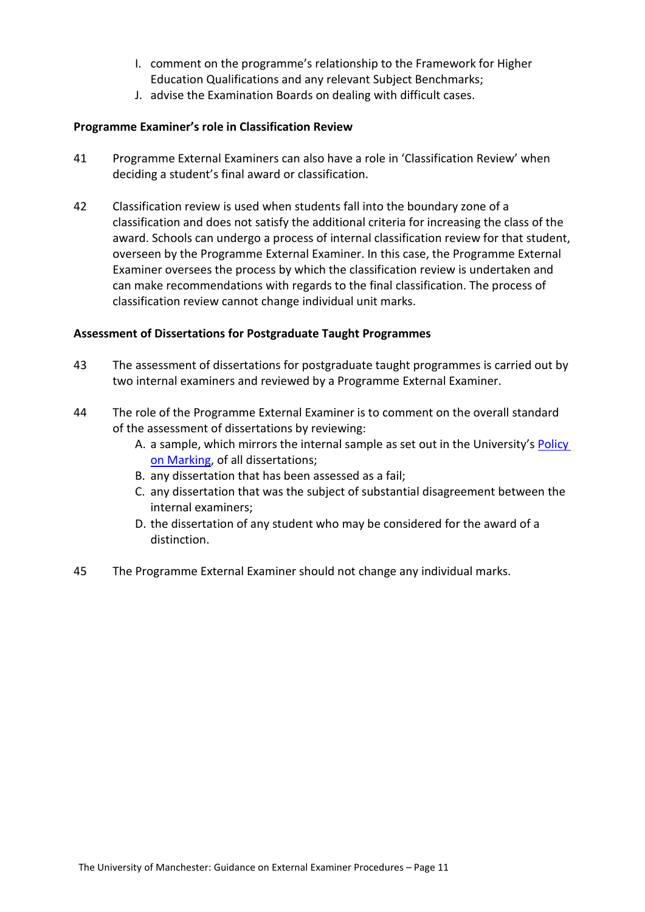I. comment on the programme's relationship to the Framework for Higher Education Qualifications and any relevant Subject Benchmarks;
J. advise the Examination Boards on dealing with difficult cases.

**Programme Examiner's role in Classification Review**

41 Programme External Examiners can also have a role in 'Classification Review' when deciding a student's final award or classification.

42 Classification review is used when students fall into the boundary zone of a classification and does not satisfy the additional criteria for increasing the class of the award. Schools can undergo a process of internal classification review for that student, overseen by the Programme External Examiner. In this case, the Programme External Examiner oversees the process by which the classification review is undertaken and can make recommendations with regards to the final classification. The process of classification review cannot change individual unit marks.

**Assessment of Dissertations for Postgraduate Taught Programmes**

43 The assessment of dissertations for postgraduate taught programmes is carried out by two internal examiners and reviewed by a Programme External Examiner.

44 The role of the Programme External Examiner is to comment on the overall standard of the assessment of dissertations by reviewing:

A. a sample, which mirrors the internal sample as set out in the University's Policy on Marking, of all dissertations;
B. any dissertation that has been assessed as a fail;
C. any dissertation that was the subject of substantial disagreement between the internal examiners;
D. the dissertation of any student who may be considered for the award of a distinction.

45 The Programme External Examiner should not change any individual marks.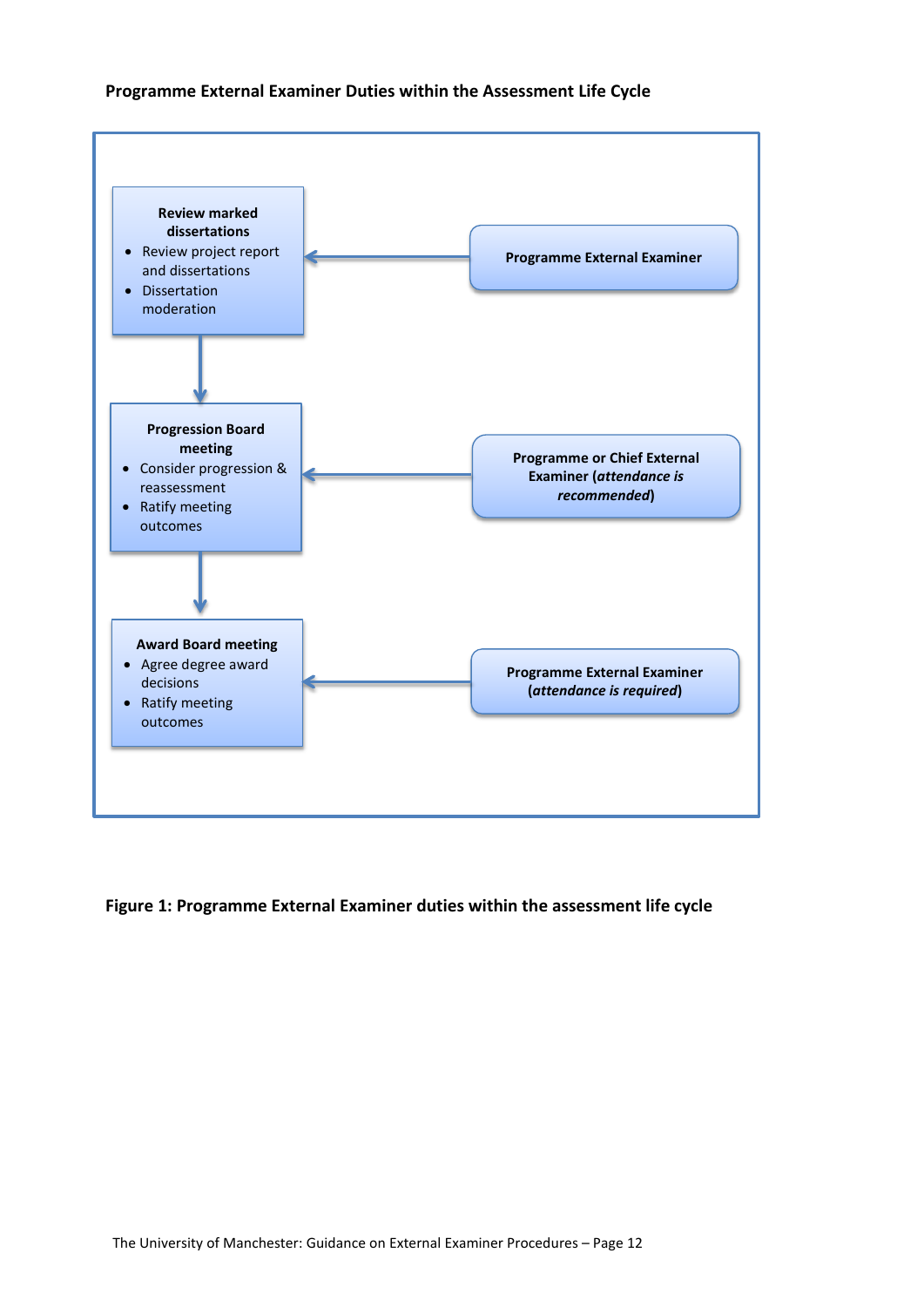**Programme External Examiner Duties within the Assessment Life Cycle**

**Review marked dissertations**

- Review project report and dissertations
- Dissertation moderation

← **Programme External Examiner**

**Progression Board meeting**

- Consider progression & reassessment
- Ratify meeting outcomes

← **Programme or Chief External Examiner (*attendance is recommended*)**

**Award Board meeting**

- Agree degree award decisions
- Ratify meeting outcomes

← **Programme External Examiner (*attendance is required*)**

**Figure 1: Programme External Examiner duties within the assessment life cycle**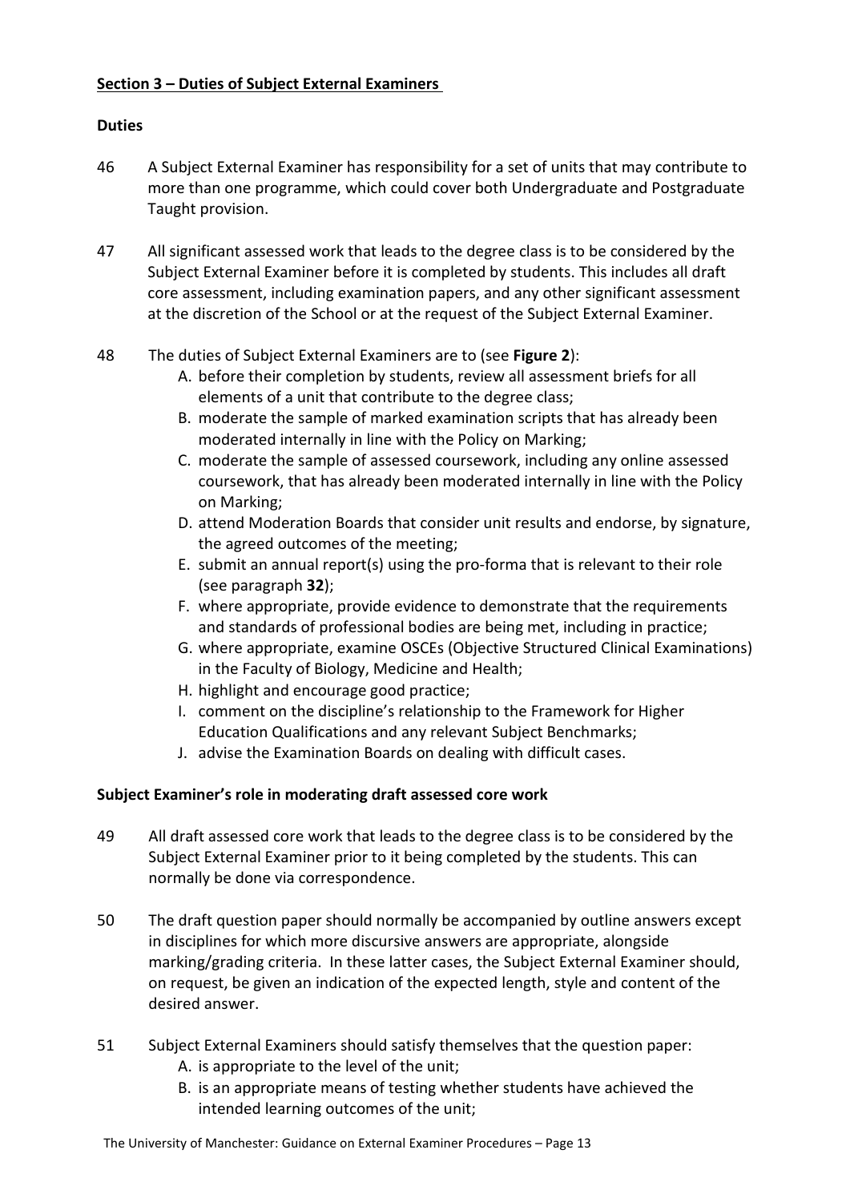## Section 3 – Duties of Subject External Examiners

### Duties

46 A Subject External Examiner has responsibility for a set of units that may contribute to more than one programme, which could cover both Undergraduate and Postgraduate Taught provision.

47 All significant assessed work that leads to the degree class is to be considered by the Subject External Examiner before it is completed by students. This includes all draft core assessment, including examination papers, and any other significant assessment at the discretion of the School or at the request of the Subject External Examiner.

48 The duties of Subject External Examiners are to (see **Figure 2**):

A. before their completion by students, review all assessment briefs for all elements of a unit that contribute to the degree class;
B. moderate the sample of marked examination scripts that has already been moderated internally in line with the Policy on Marking;
C. moderate the sample of assessed coursework, including any online assessed coursework, that has already been moderated internally in line with the Policy on Marking;
D. attend Moderation Boards that consider unit results and endorse, by signature, the agreed outcomes of the meeting;
E. submit an annual report(s) using the pro-forma that is relevant to their role (see paragraph **32**);
F. where appropriate, provide evidence to demonstrate that the requirements and standards of professional bodies are being met, including in practice;
G. where appropriate, examine OSCEs (Objective Structured Clinical Examinations) in the Faculty of Biology, Medicine and Health;
H. highlight and encourage good practice;
I. comment on the discipline's relationship to the Framework for Higher Education Qualifications and any relevant Subject Benchmarks;
J. advise the Examination Boards on dealing with difficult cases.

### Subject Examiner's role in moderating draft assessed core work

49 All draft assessed core work that leads to the degree class is to be considered by the Subject External Examiner prior to it being completed by the students. This can normally be done via correspondence.

50 The draft question paper should normally be accompanied by outline answers except in disciplines for which more discursive answers are appropriate, alongside marking/grading criteria. In these latter cases, the Subject External Examiner should, on request, be given an indication of the expected length, style and content of the desired answer.

51 Subject External Examiners should satisfy themselves that the question paper:

A. is appropriate to the level of the unit;
B. is an appropriate means of testing whether students have achieved the intended learning outcomes of the unit;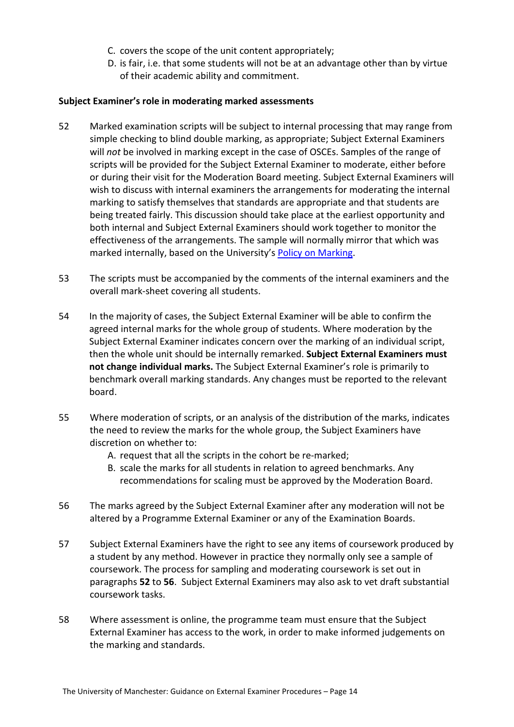C. covers the scope of the unit content appropriately;
D. is fair, i.e. that some students will not be at an advantage other than by virtue of their academic ability and commitment.

**Subject Examiner's role in moderating marked assessments**

52 Marked examination scripts will be subject to internal processing that may range from simple checking to blind double marking, as appropriate; Subject External Examiners will *not* be involved in marking except in the case of OSCEs. Samples of the range of scripts will be provided for the Subject External Examiner to moderate, either before or during their visit for the Moderation Board meeting. Subject External Examiners will wish to discuss with internal examiners the arrangements for moderating the internal marking to satisfy themselves that standards are appropriate and that students are being treated fairly. This discussion should take place at the earliest opportunity and both internal and Subject External Examiners should work together to monitor the effectiveness of the arrangements. The sample will normally mirror that which was marked internally, based on the University's Policy on Marking.

53 The scripts must be accompanied by the comments of the internal examiners and the overall mark-sheet covering all students.

54 In the majority of cases, the Subject External Examiner will be able to confirm the agreed internal marks for the whole group of students. Where moderation by the Subject External Examiner indicates concern over the marking of an individual script, then the whole unit should be internally remarked. **Subject External Examiners must not change individual marks.** The Subject External Examiner's role is primarily to benchmark overall marking standards. Any changes must be reported to the relevant board.

55 Where moderation of scripts, or an analysis of the distribution of the marks, indicates the need to review the marks for the whole group, the Subject Examiners have discretion on whether to:

A. request that all the scripts in the cohort be re-marked;
B. scale the marks for all students in relation to agreed benchmarks. Any recommendations for scaling must be approved by the Moderation Board.

56 The marks agreed by the Subject External Examiner after any moderation will not be altered by a Programme External Examiner or any of the Examination Boards.

57 Subject External Examiners have the right to see any items of coursework produced by a student by any method. However in practice they normally only see a sample of coursework. The process for sampling and moderating coursework is set out in paragraphs **52** to **56**. Subject External Examiners may also ask to vet draft substantial coursework tasks.

58 Where assessment is online, the programme team must ensure that the Subject External Examiner has access to the work, in order to make informed judgements on the marking and standards.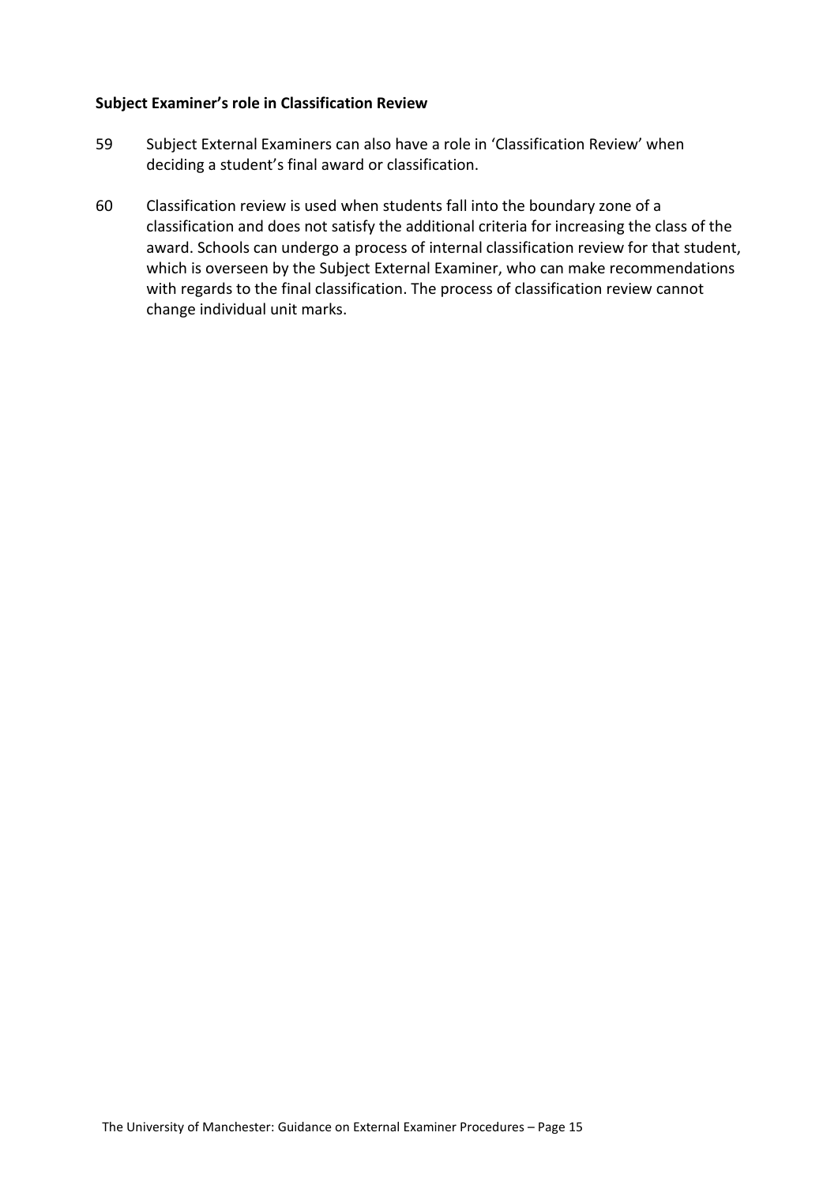**Subject Examiner's role in Classification Review**

59 Subject External Examiners can also have a role in 'Classification Review' when deciding a student's final award or classification.

60 Classification review is used when students fall into the boundary zone of a classification and does not satisfy the additional criteria for increasing the class of the award. Schools can undergo a process of internal classification review for that student, which is overseen by the Subject External Examiner, who can make recommendations with regards to the final classification. The process of classification review cannot change individual unit marks.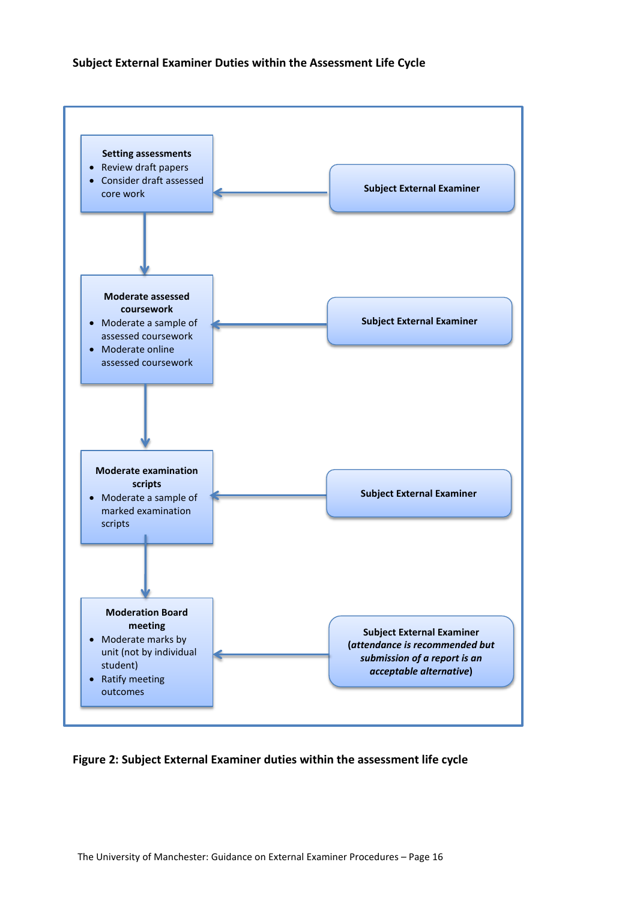**Subject External Examiner Duties within the Assessment Life Cycle**

**Setting assessments**

- Review draft papers
- Consider draft assessed core work

← **Subject External Examiner**

↓

**Moderate assessed coursework**

- Moderate a sample of assessed coursework
- Moderate online assessed coursework

← **Subject External Examiner**

↓

**Moderate examination scripts**

- Moderate a sample of marked examination scripts

← **Subject External Examiner**

↓

**Moderation Board meeting**

- Moderate marks by unit (not by individual student)
- Ratify meeting outcomes

← **Subject External Examiner (*attendance is recommended but submission of a report is an acceptable alternative*)**

**Figure 2: Subject External Examiner duties within the assessment life cycle**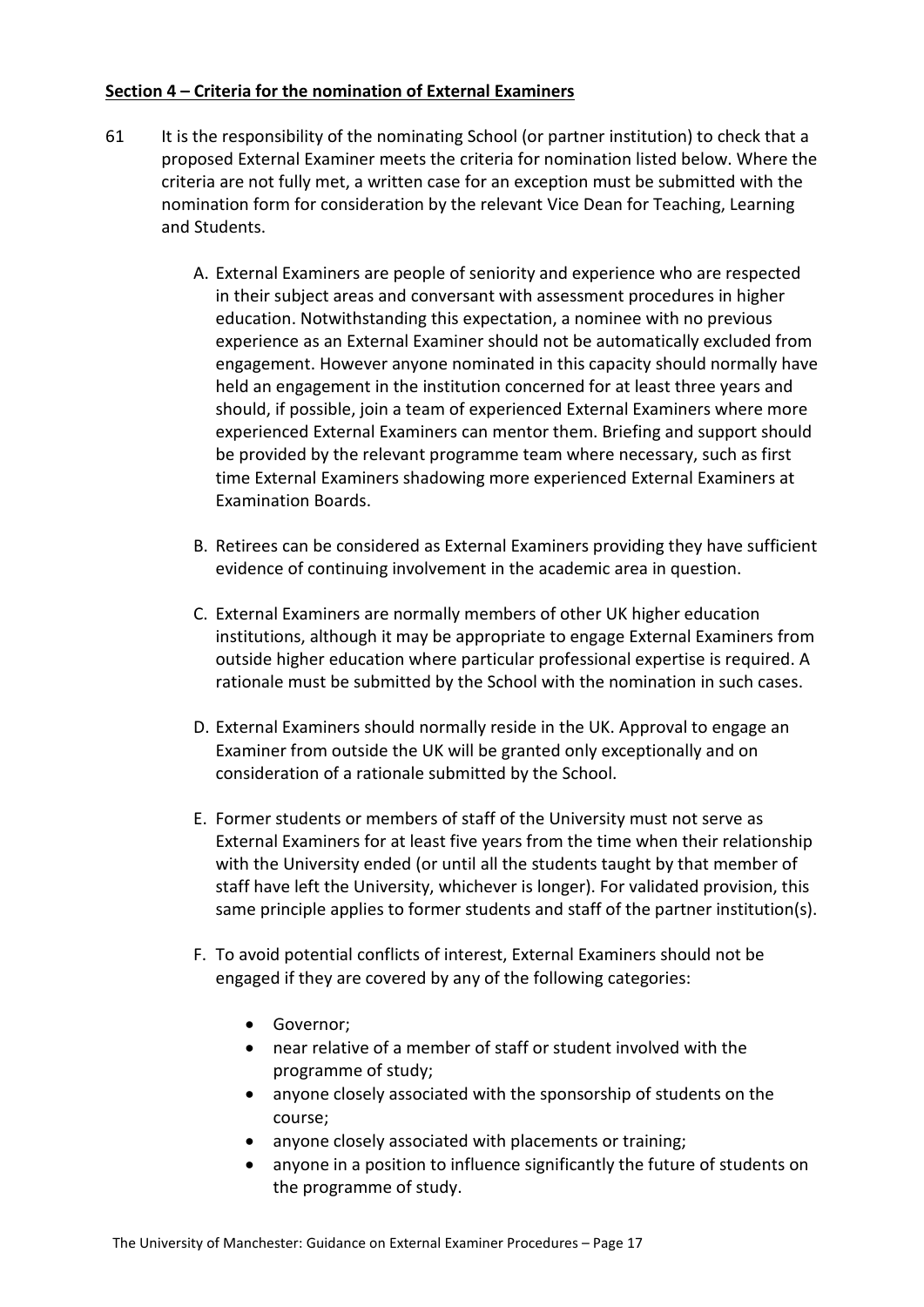**Section 4 – Criteria for the nomination of External Examiners**

61 It is the responsibility of the nominating School (or partner institution) to check that a proposed External Examiner meets the criteria for nomination listed below. Where the criteria are not fully met, a written case for an exception must be submitted with the nomination form for consideration by the relevant Vice Dean for Teaching, Learning and Students.

A. External Examiners are people of seniority and experience who are respected in their subject areas and conversant with assessment procedures in higher education. Notwithstanding this expectation, a nominee with no previous experience as an External Examiner should not be automatically excluded from engagement. However anyone nominated in this capacity should normally have held an engagement in the institution concerned for at least three years and should, if possible, join a team of experienced External Examiners where more experienced External Examiners can mentor them. Briefing and support should be provided by the relevant programme team where necessary, such as first time External Examiners shadowing more experienced External Examiners at Examination Boards.

B. Retirees can be considered as External Examiners providing they have sufficient evidence of continuing involvement in the academic area in question.

C. External Examiners are normally members of other UK higher education institutions, although it may be appropriate to engage External Examiners from outside higher education where particular professional expertise is required. A rationale must be submitted by the School with the nomination in such cases.

D. External Examiners should normally reside in the UK. Approval to engage an Examiner from outside the UK will be granted only exceptionally and on consideration of a rationale submitted by the School.

E. Former students or members of staff of the University must not serve as External Examiners for at least five years from the time when their relationship with the University ended (or until all the students taught by that member of staff have left the University, whichever is longer). For validated provision, this same principle applies to former students and staff of the partner institution(s).

F. To avoid potential conflicts of interest, External Examiners should not be engaged if they are covered by any of the following categories:

- Governor;
- near relative of a member of staff or student involved with the programme of study;
- anyone closely associated with the sponsorship of students on the course;
- anyone closely associated with placements or training;
- anyone in a position to influence significantly the future of students on the programme of study.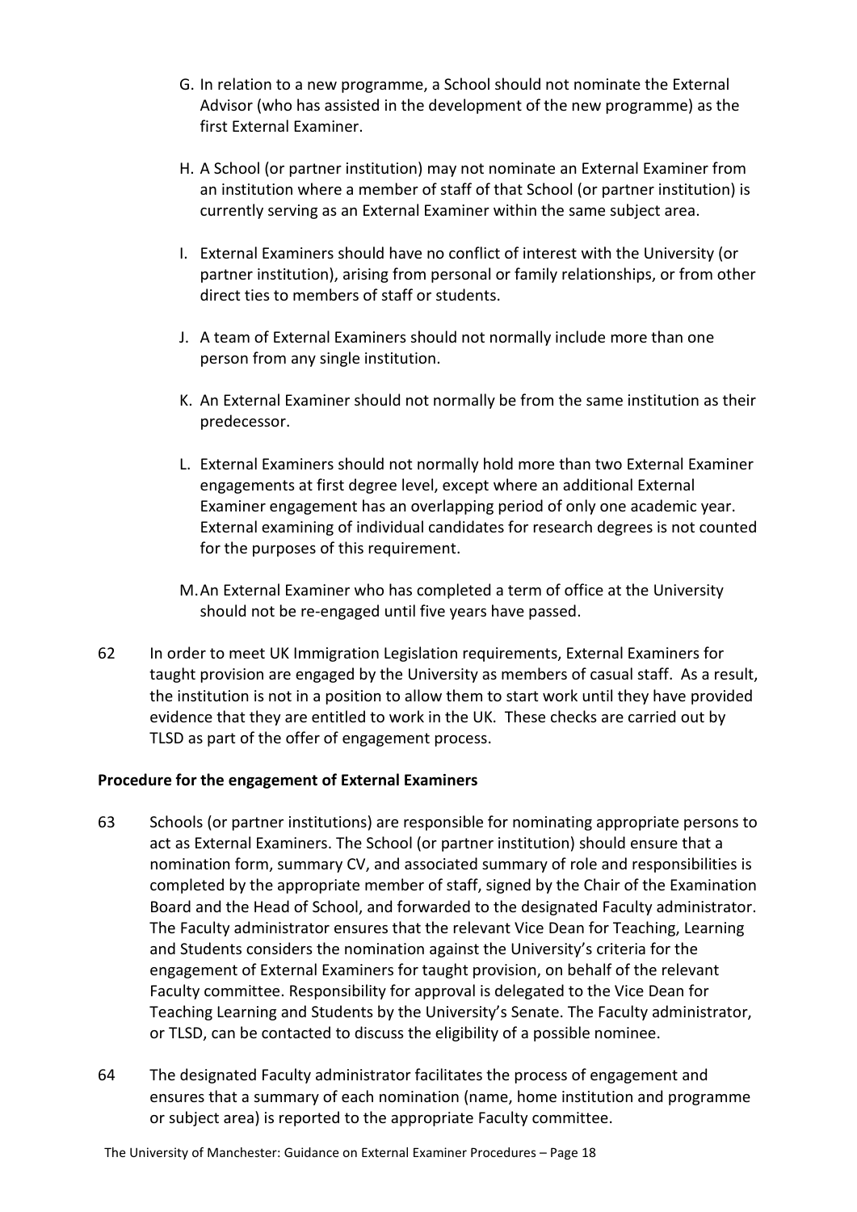G. In relation to a new programme, a School should not nominate the External Advisor (who has assisted in the development of the new programme) as the first External Examiner.

H. A School (or partner institution) may not nominate an External Examiner from an institution where a member of staff of that School (or partner institution) is currently serving as an External Examiner within the same subject area.

I. External Examiners should have no conflict of interest with the University (or partner institution), arising from personal or family relationships, or from other direct ties to members of staff or students.

J. A team of External Examiners should not normally include more than one person from any single institution.

K. An External Examiner should not normally be from the same institution as their predecessor.

L. External Examiners should not normally hold more than two External Examiner engagements at first degree level, except where an additional External Examiner engagement has an overlapping period of only one academic year. External examining of individual candidates for research degrees is not counted for the purposes of this requirement.

M. An External Examiner who has completed a term of office at the University should not be re-engaged until five years have passed.

62 In order to meet UK Immigration Legislation requirements, External Examiners for taught provision are engaged by the University as members of casual staff. As a result, the institution is not in a position to allow them to start work until they have provided evidence that they are entitled to work in the UK. These checks are carried out by TLSD as part of the offer of engagement process.

**Procedure for the engagement of External Examiners**

63 Schools (or partner institutions) are responsible for nominating appropriate persons to act as External Examiners. The School (or partner institution) should ensure that a nomination form, summary CV, and associated summary of role and responsibilities is completed by the appropriate member of staff, signed by the Chair of the Examination Board and the Head of School, and forwarded to the designated Faculty administrator. The Faculty administrator ensures that the relevant Vice Dean for Teaching, Learning and Students considers the nomination against the University's criteria for the engagement of External Examiners for taught provision, on behalf of the relevant Faculty committee. Responsibility for approval is delegated to the Vice Dean for Teaching Learning and Students by the University's Senate. The Faculty administrator, or TLSD, can be contacted to discuss the eligibility of a possible nominee.

64 The designated Faculty administrator facilitates the process of engagement and ensures that a summary of each nomination (name, home institution and programme or subject area) is reported to the appropriate Faculty committee.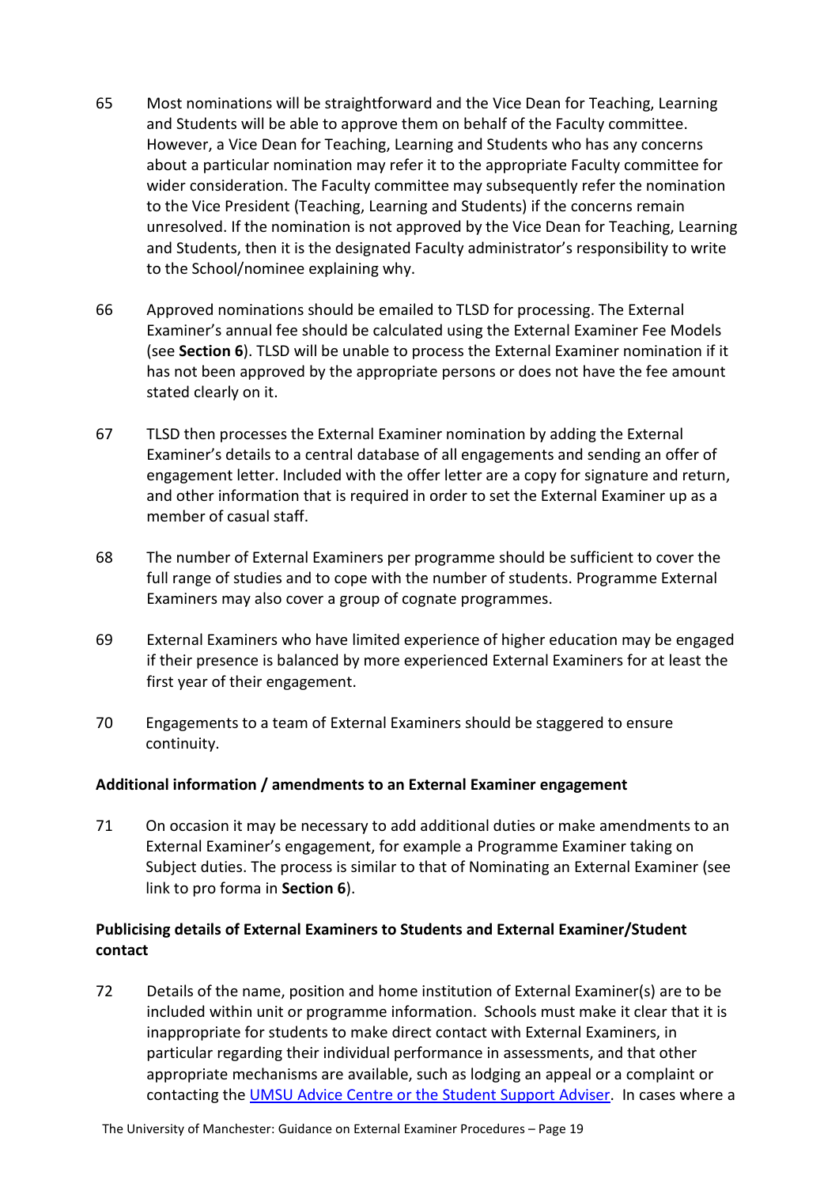65 Most nominations will be straightforward and the Vice Dean for Teaching, Learning and Students will be able to approve them on behalf of the Faculty committee. However, a Vice Dean for Teaching, Learning and Students who has any concerns about a particular nomination may refer it to the appropriate Faculty committee for wider consideration. The Faculty committee may subsequently refer the nomination to the Vice President (Teaching, Learning and Students) if the concerns remain unresolved. If the nomination is not approved by the Vice Dean for Teaching, Learning and Students, then it is the designated Faculty administrator's responsibility to write to the School/nominee explaining why.

66 Approved nominations should be emailed to TLSD for processing. The External Examiner's annual fee should be calculated using the External Examiner Fee Models (see **Section 6**). TLSD will be unable to process the External Examiner nomination if it has not been approved by the appropriate persons or does not have the fee amount stated clearly on it.

67 TLSD then processes the External Examiner nomination by adding the External Examiner's details to a central database of all engagements and sending an offer of engagement letter. Included with the offer letter are a copy for signature and return, and other information that is required in order to set the External Examiner up as a member of casual staff.

68 The number of External Examiners per programme should be sufficient to cover the full range of studies and to cope with the number of students. Programme External Examiners may also cover a group of cognate programmes.

69 External Examiners who have limited experience of higher education may be engaged if their presence is balanced by more experienced External Examiners for at least the first year of their engagement.

70 Engagements to a team of External Examiners should be staggered to ensure continuity.

**Additional information / amendments to an External Examiner engagement**

71 On occasion it may be necessary to add additional duties or make amendments to an External Examiner's engagement, for example a Programme Examiner taking on Subject duties. The process is similar to that of Nominating an External Examiner (see link to pro forma in **Section 6**).

**Publicising details of External Examiners to Students and External Examiner/Student contact**

72 Details of the name, position and home institution of External Examiner(s) are to be included within unit or programme information. Schools must make it clear that it is inappropriate for students to make direct contact with External Examiners, in particular regarding their individual performance in assessments, and that other appropriate mechanisms are available, such as lodging an appeal or a complaint or contacting the UMSU Advice Centre or the Student Support Adviser. In cases where a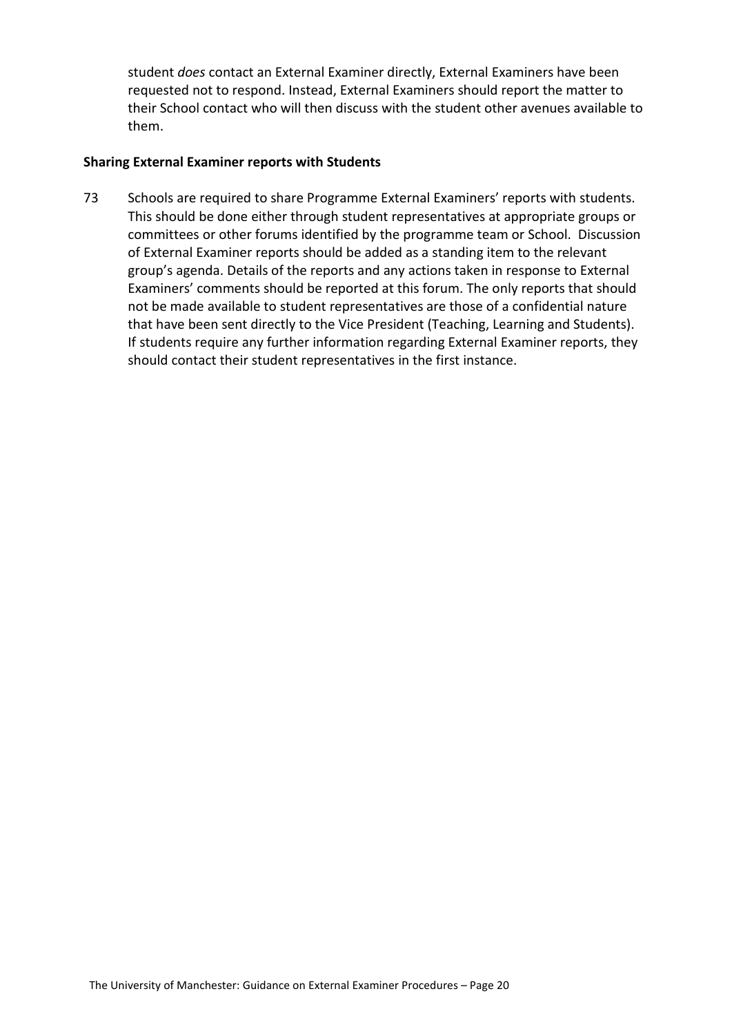student *does* contact an External Examiner directly, External Examiners have been requested not to respond. Instead, External Examiners should report the matter to their School contact who will then discuss with the student other avenues available to them.

**Sharing External Examiner reports with Students**

73 Schools are required to share Programme External Examiners' reports with students. This should be done either through student representatives at appropriate groups or committees or other forums identified by the programme team or School. Discussion of External Examiner reports should be added as a standing item to the relevant group's agenda. Details of the reports and any actions taken in response to External Examiners' comments should be reported at this forum. The only reports that should not be made available to student representatives are those of a confidential nature that have been sent directly to the Vice President (Teaching, Learning and Students). If students require any further information regarding External Examiner reports, they should contact their student representatives in the first instance.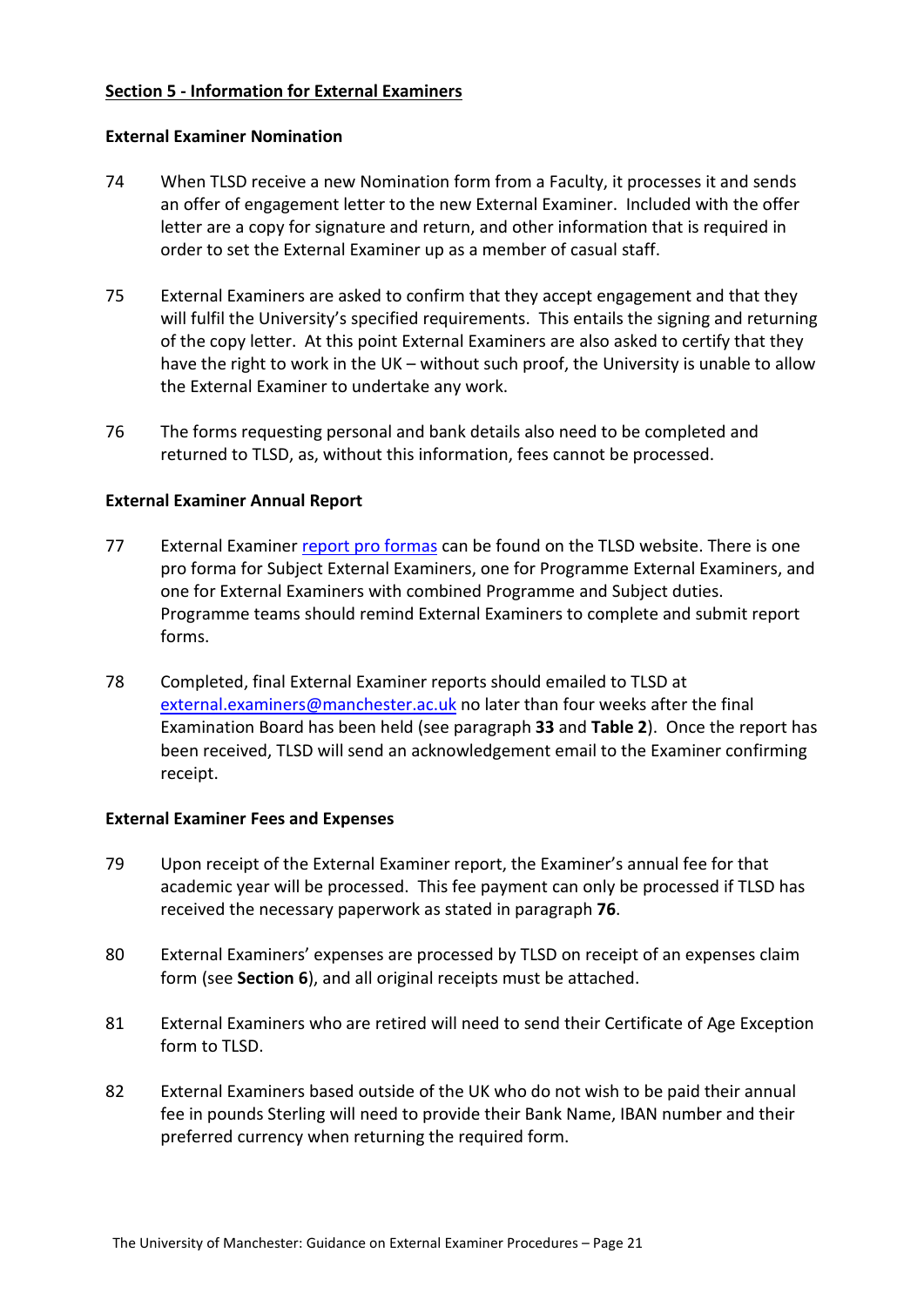## Section 5 - Information for External Examiners

### External Examiner Nomination

74 When TLSD receive a new Nomination form from a Faculty, it processes it and sends an offer of engagement letter to the new External Examiner. Included with the offer letter are a copy for signature and return, and other information that is required in order to set the External Examiner up as a member of casual staff.

75 External Examiners are asked to confirm that they accept engagement and that they will fulfil the University's specified requirements. This entails the signing and returning of the copy letter. At this point External Examiners are also asked to certify that they have the right to work in the UK – without such proof, the University is unable to allow the External Examiner to undertake any work.

76 The forms requesting personal and bank details also need to be completed and returned to TLSD, as, without this information, fees cannot be processed.

### External Examiner Annual Report

77 External Examiner report pro formas can be found on the TLSD website. There is one pro forma for Subject External Examiners, one for Programme External Examiners, and one for External Examiners with combined Programme and Subject duties. Programme teams should remind External Examiners to complete and submit report forms.

78 Completed, final External Examiner reports should emailed to TLSD at external.examiners@manchester.ac.uk no later than four weeks after the final Examination Board has been held (see paragraph **33** and **Table 2**). Once the report has been received, TLSD will send an acknowledgement email to the Examiner confirming receipt.

### External Examiner Fees and Expenses

79 Upon receipt of the External Examiner report, the Examiner's annual fee for that academic year will be processed. This fee payment can only be processed if TLSD has received the necessary paperwork as stated in paragraph **76**.

80 External Examiners' expenses are processed by TLSD on receipt of an expenses claim form (see **Section 6**), and all original receipts must be attached.

81 External Examiners who are retired will need to send their Certificate of Age Exception form to TLSD.

82 External Examiners based outside of the UK who do not wish to be paid their annual fee in pounds Sterling will need to provide their Bank Name, IBAN number and their preferred currency when returning the required form.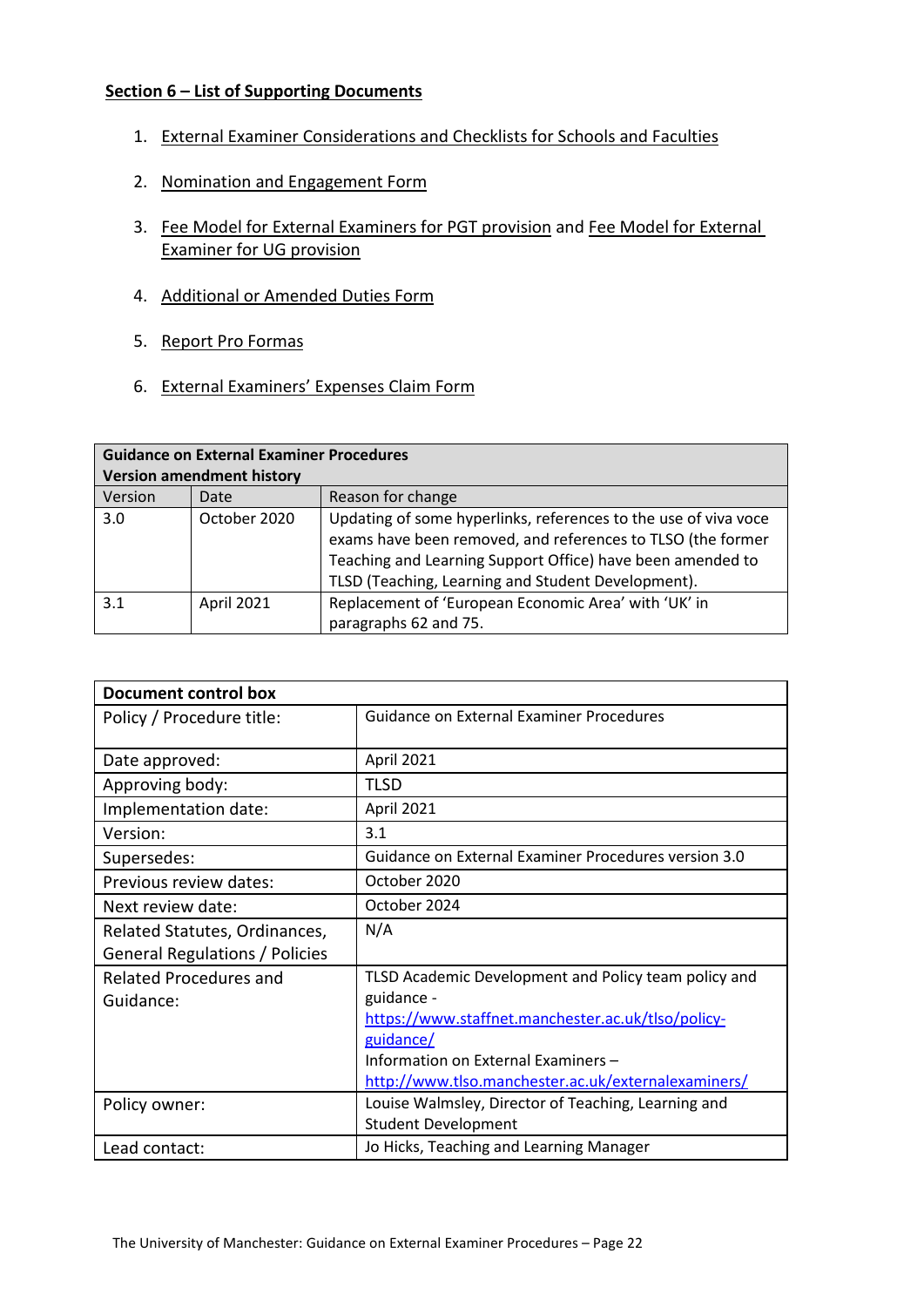## Section 6 – List of Supporting Documents

1. External Examiner Considerations and Checklists for Schools and Faculties
2. Nomination and Engagement Form
3. Fee Model for External Examiners for PGT provision and Fee Model for External Examiner for UG provision
4. Additional or Amended Duties Form
5. Report Pro Formas
6. External Examiners' Expenses Claim Form

| **Guidance on External Examiner Procedures<br>Version amendment history** | | |
|---|---|---|
| Version | Date | Reason for change |
| 3.0 | October 2020 | Updating of some hyperlinks, references to the use of viva voce exams have been removed, and references to TLSO (the former Teaching and Learning Support Office) have been amended to TLSD (Teaching, Learning and Student Development). |
| 3.1 | April 2021 | Replacement of 'European Economic Area' with 'UK' in paragraphs 62 and 75. |

| **Document control box** | |
|---|---|
| Policy / Procedure title: | Guidance on External Examiner Procedures |
| Date approved: | April 2021 |
| Approving body: | TLSD |
| Implementation date: | April 2021 |
| Version: | 3.1 |
| Supersedes: | Guidance on External Examiner Procedures version 3.0 |
| Previous review dates: | October 2020 |
| Next review date: | October 2024 |
| Related Statutes, Ordinances, General Regulations / Policies | N/A |
| Related Procedures and Guidance: | TLSD Academic Development and Policy team policy and guidance - https://www.staffnet.manchester.ac.uk/tlso/policy-guidance/<br>Information on External Examiners – http://www.tlso.manchester.ac.uk/externalexaminers/ |
| Policy owner: | Louise Walmsley, Director of Teaching, Learning and Student Development |
| Lead contact: | Jo Hicks, Teaching and Learning Manager |